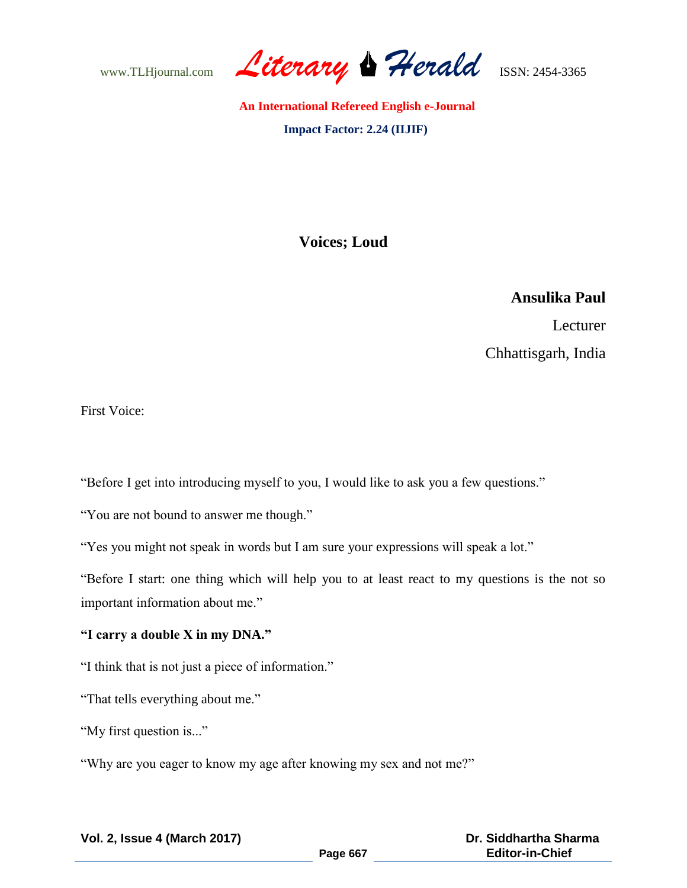# Voices; Loud

**Ansulika Paul**

Lecturer

Chhattisgarh, India

First Voice:

"Before I get into introducing myself to you, I would like to ask you a few questions."

"You are not bound to answer me though."

"Yes you might not speak in words but I am sure your expressions will speak a lot."

"Before I start: one thing which will help you to at least react to my questions is the not so important information about me."

**"I carry a double X in my DNA."**

"I think that is not just a piece of information."

"That tells everything about me."

"My first question is..."

"Why are you eager to know my age after knowing my sex and not me?"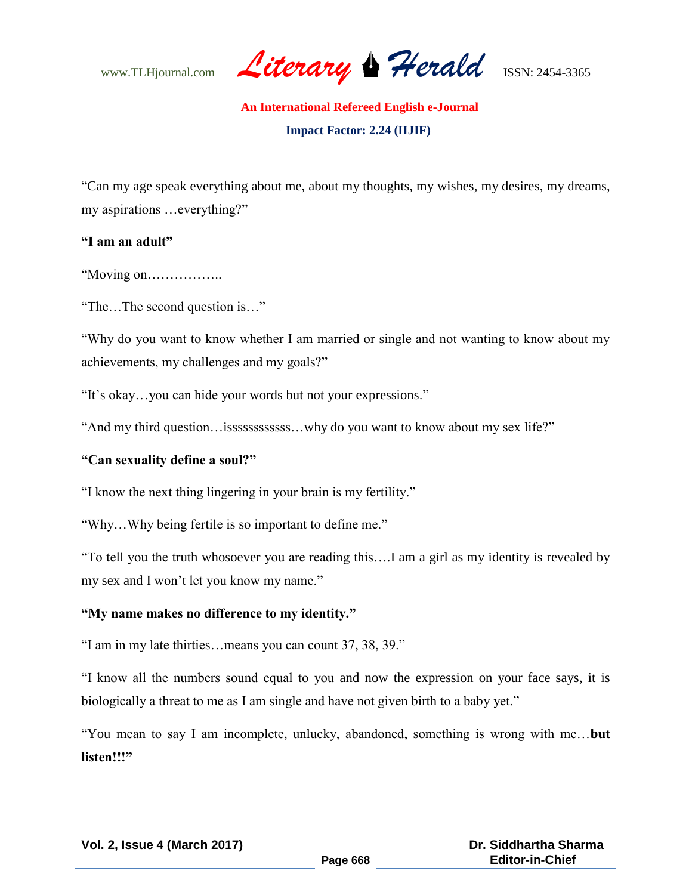"Can my age speak everything about me, about my thoughts, my wishes, my desires, my dreams, my aspirations …everything?"

**"I am an adult"**

"Moving on……………..

"The…The second question is…"

"Why do you want to know whether I am married or single and not wanting to know about my achievements, my challenges and my goals?"

"It's okay…you can hide your words but not your expressions."

"And my third question…isssssssssssss…why do you want to know about my sex life?"

**"Can sexuality define a soul?"**

"I know the next thing lingering in your brain is my fertility."

"Why…Why being fertile is so important to define me."

"To tell you the truth whosoever you are reading this….I am a girl as my identity is revealed by my sex and I won't let you know my name."

**"My name makes no difference to my identity."**

"I am in my late thirties…means you can count 37, 38, 39."

"I know all the numbers sound equal to you and now the expression on your face says, it is biologically a threat to me as I am single and have not given birth to a baby yet."

"You mean to say I am incomplete, unlucky, abandoned, something is wrong with me…**but listen!!!"**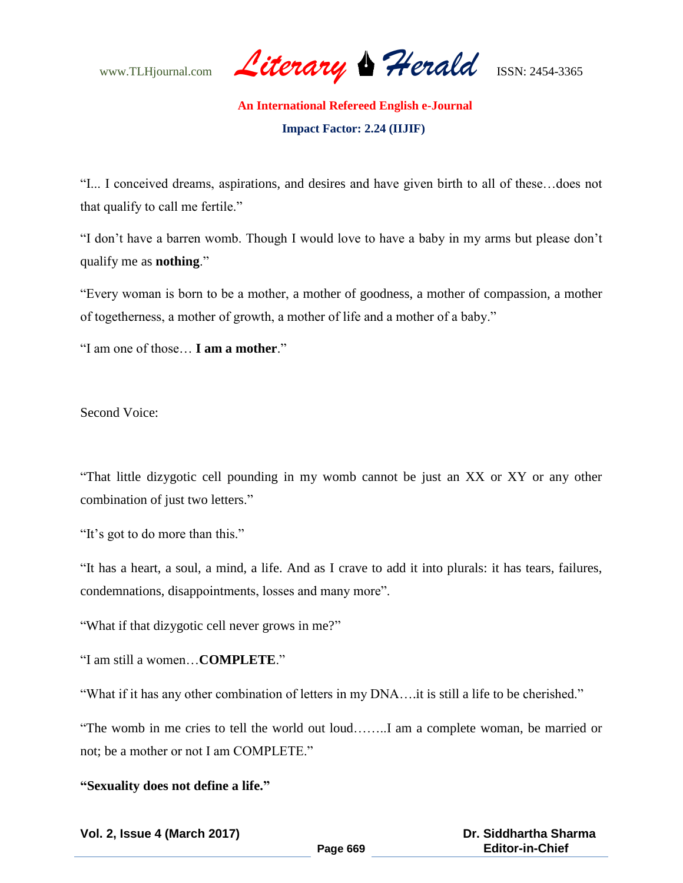"I... I conceived dreams, aspirations, and desires and have given birth to all of these…does not that qualify to call me fertile."

"I don't have a barren womb. Though I would love to have a baby in my arms but please don't qualify me as **nothing**."

"Every woman is born to be a mother, a mother of goodness, a mother of compassion, a mother of togetherness, a mother of growth, a mother of life and a mother of a baby."

"I am one of those… **I am a mother**."

Second Voice:

"That little dizygotic cell pounding in my womb cannot be just an XX or XY or any other combination of just two letters."

"It's got to do more than this."

"It has a heart, a soul, a mind, a life. And as I crave to add it into plurals: it has tears, failures, condemnations, disappointments, losses and many more".

"What if that dizygotic cell never grows in me?"

"I am still a women…**COMPLETE**."

"What if it has any other combination of letters in my DNA….it is still a life to be cherished."

"The womb in me cries to tell the world out loud……..I am a complete woman, be married or not; be a mother or not I am COMPLETE."

**"Sexuality does not define a life."**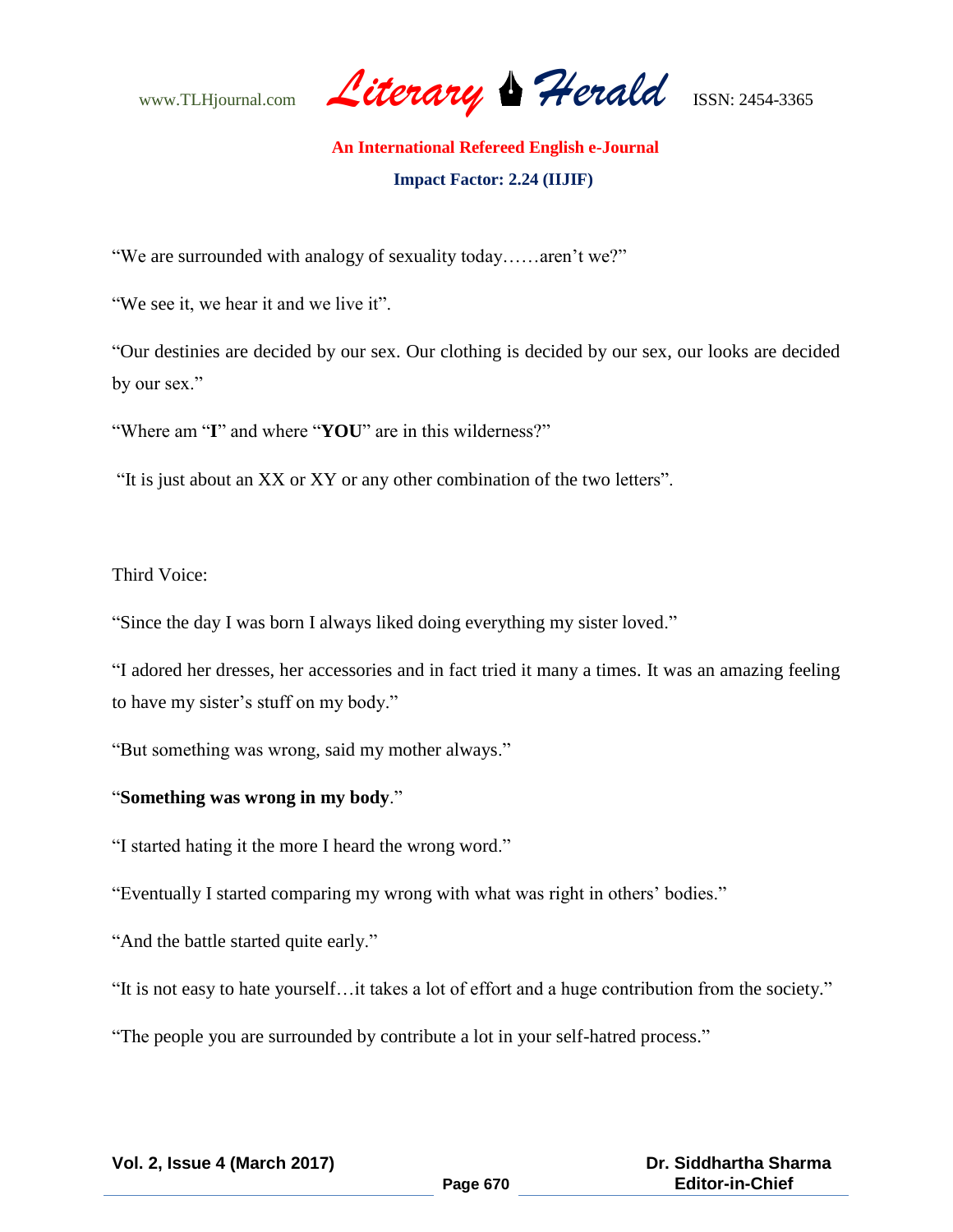"We are surrounded with analogy of sexuality today……aren't we?"

"We see it, we hear it and we live it".

"Our destinies are decided by our sex. Our clothing is decided by our sex, our looks are decided by our sex."

"Where am "**I**" and where "**YOU**" are in this wilderness?"

"It is just about an XX or XY or any other combination of the two letters".

Third Voice:

"Since the day I was born I always liked doing everything my sister loved."

"I adored her dresses, her accessories and in fact tried it many a times. It was an amazing feeling to have my sister's stuff on my body."

"But something was wrong, said my mother always."

"**Something was wrong in my body**."

"I started hating it the more I heard the wrong word."

"Eventually I started comparing my wrong with what was right in others' bodies."

"And the battle started quite early."

"It is not easy to hate yourself…it takes a lot of effort and a huge contribution from the society."

"The people you are surrounded by contribute a lot in your self-hatred process."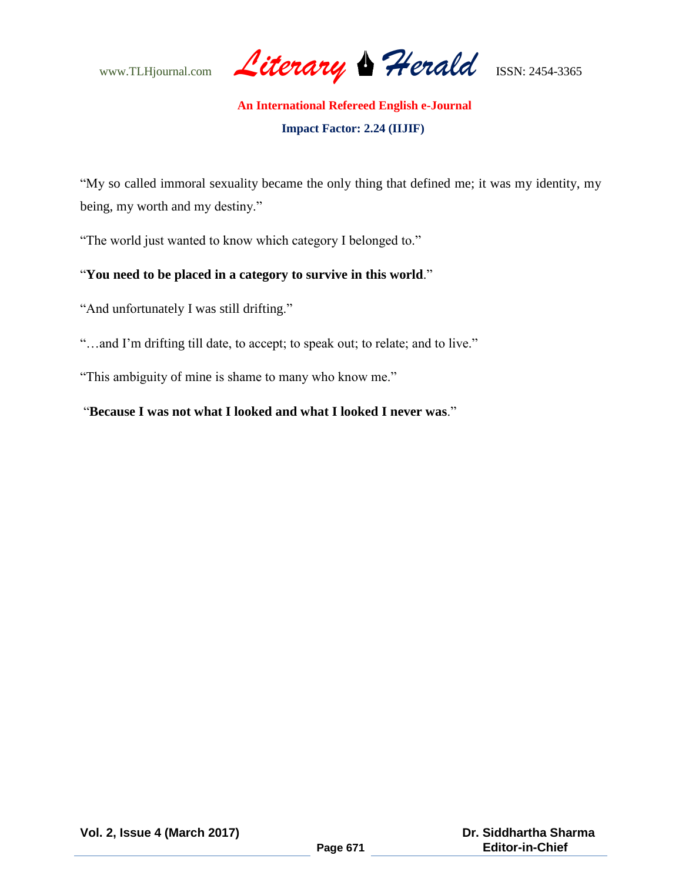"My so called immoral sexuality became the only thing that defined me; it was my identity, my being, my worth and my destiny."

"The world just wanted to know which category I belonged to."

"**You need to be placed in a category to survive in this world**."

"And unfortunately I was still drifting."

"…and I'm drifting till date, to accept; to speak out; to relate; and to live."

"This ambiguity of mine is shame to many who know me."

"**Because I was not what I looked and what I looked I never was**."